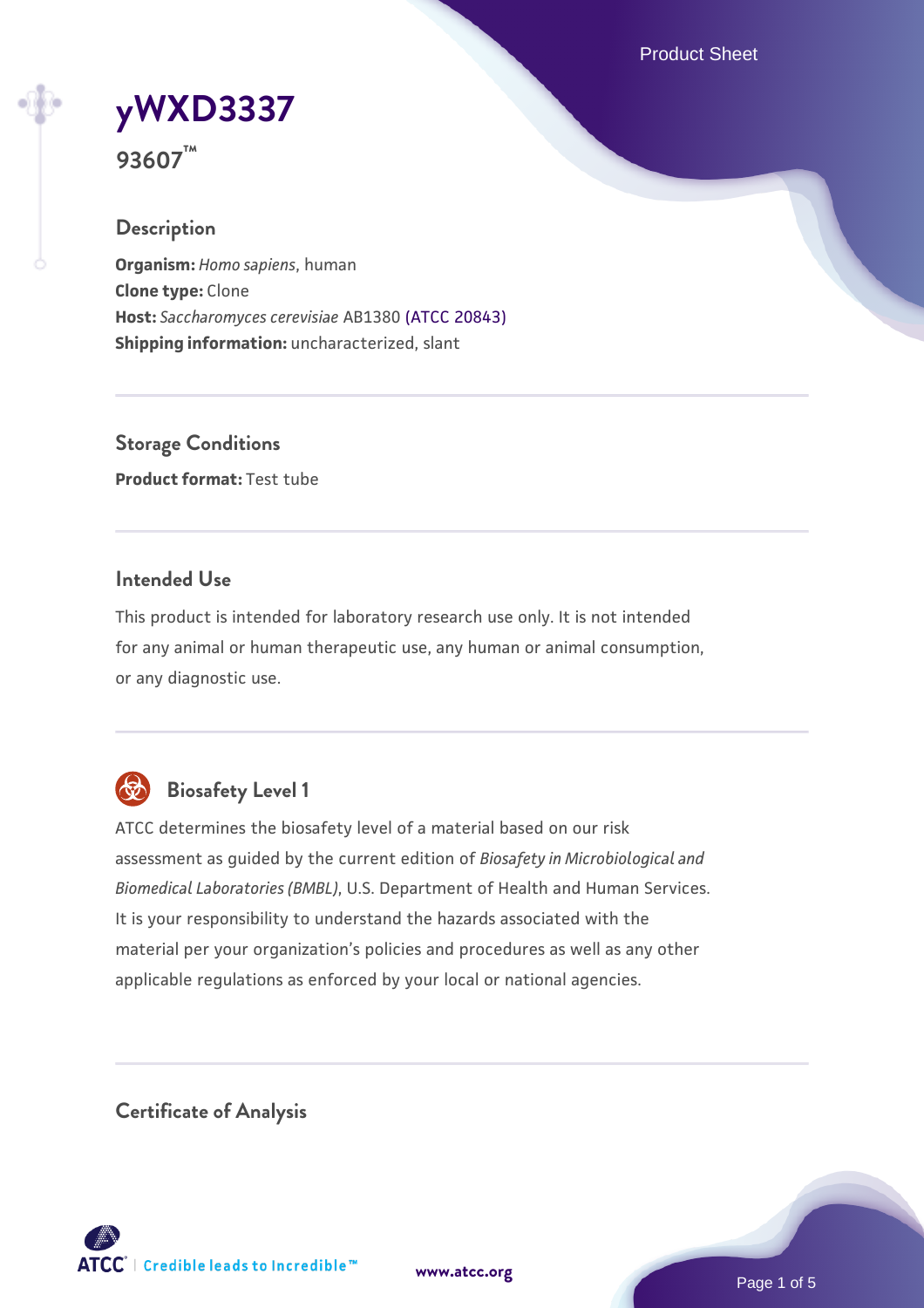# yWXD3337

**93607™**

## Description

**Organism:** *Homo sapiens*, human
**Clone type:** Clone
**Host:** *Saccharomyces cerevisiae* AB1380 (ATCC 20843)
**Shipping information:** uncharacterized, slant

## Storage Conditions

**Product format:** Test tube

## Intended Use

This product is intended for laboratory research use only. It is not intended for any animal or human therapeutic use, any human or animal consumption, or any diagnostic use.

## Biosafety Level 1

ATCC determines the biosafety level of a material based on our risk assessment as guided by the current edition of *Biosafety in Microbiological and Biomedical Laboratories (BMBL)*, U.S. Department of Health and Human Services. It is your responsibility to understand the hazards associated with the material per your organization's policies and procedures as well as any other applicable regulations as enforced by your local or national agencies.

## Certificate of Analysis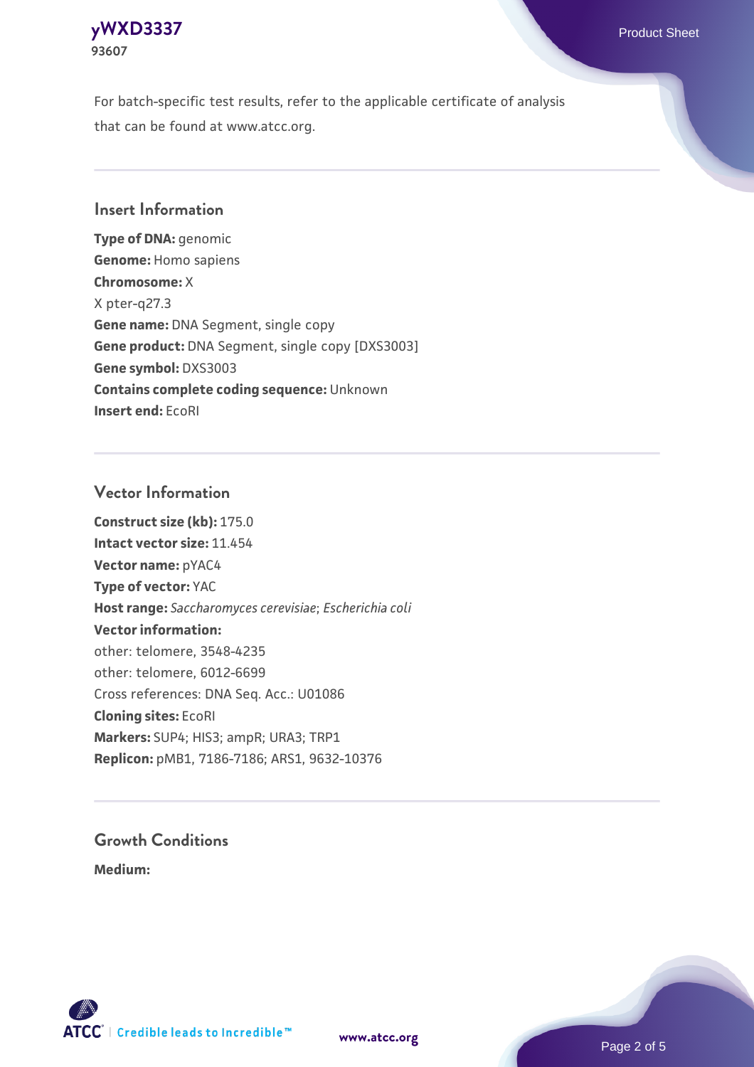For batch-specific test results, refer to the applicable certificate of analysis that can be found at www.atcc.org.

## Insert Information

**Type of DNA:** genomic
**Genome:** Homo sapiens
**Chromosome:** X
X pter-q27.3
**Gene name:** DNA Segment, single copy
**Gene product:** DNA Segment, single copy [DXS3003]
**Gene symbol:** DXS3003
**Contains complete coding sequence:** Unknown
**Insert end:** EcoRI

## Vector Information

**Construct size (kb):** 175.0
**Intact vector size:** 11.454
**Vector name:** pYAC4
**Type of vector:** YAC
**Host range:** *Saccharomyces cerevisiae*; *Escherichia coli*
**Vector information:**
other: telomere, 3548-4235
other: telomere, 6012-6699
Cross references: DNA Seq. Acc.: U01086
**Cloning sites:** EcoRI
**Markers:** SUP4; HIS3; ampR; URA3; TRP1
**Replicon:** pMB1, 7186-7186; ARS1, 9632-10376

## Growth Conditions

**Medium:**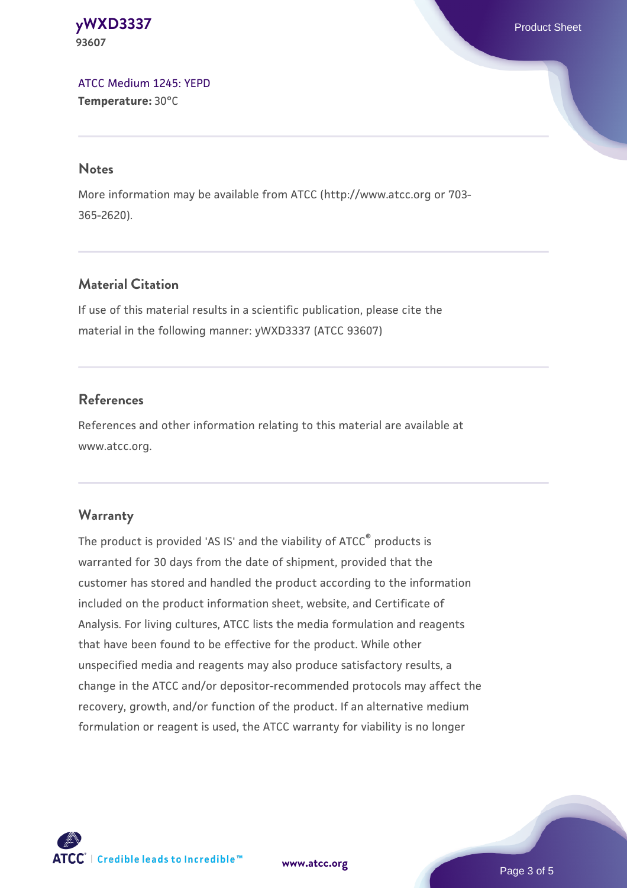ATCC Medium 1245: YEPD
**Temperature:** 30°C

## Notes

More information may be available from ATCC (http://www.atcc.org or 703-365-2620).

## Material Citation

If use of this material results in a scientific publication, please cite the material in the following manner: yWXD3337 (ATCC 93607)

## References

References and other information relating to this material are available at www.atcc.org.

## Warranty

The product is provided 'AS IS' and the viability of ATCC® products is warranted for 30 days from the date of shipment, provided that the customer has stored and handled the product according to the information included on the product information sheet, website, and Certificate of Analysis. For living cultures, ATCC lists the media formulation and reagents that have been found to be effective for the product. While other unspecified media and reagents may also produce satisfactory results, a change in the ATCC and/or depositor-recommended protocols may affect the recovery, growth, and/or function of the product. If an alternative medium formulation or reagent is used, the ATCC warranty for viability is no longer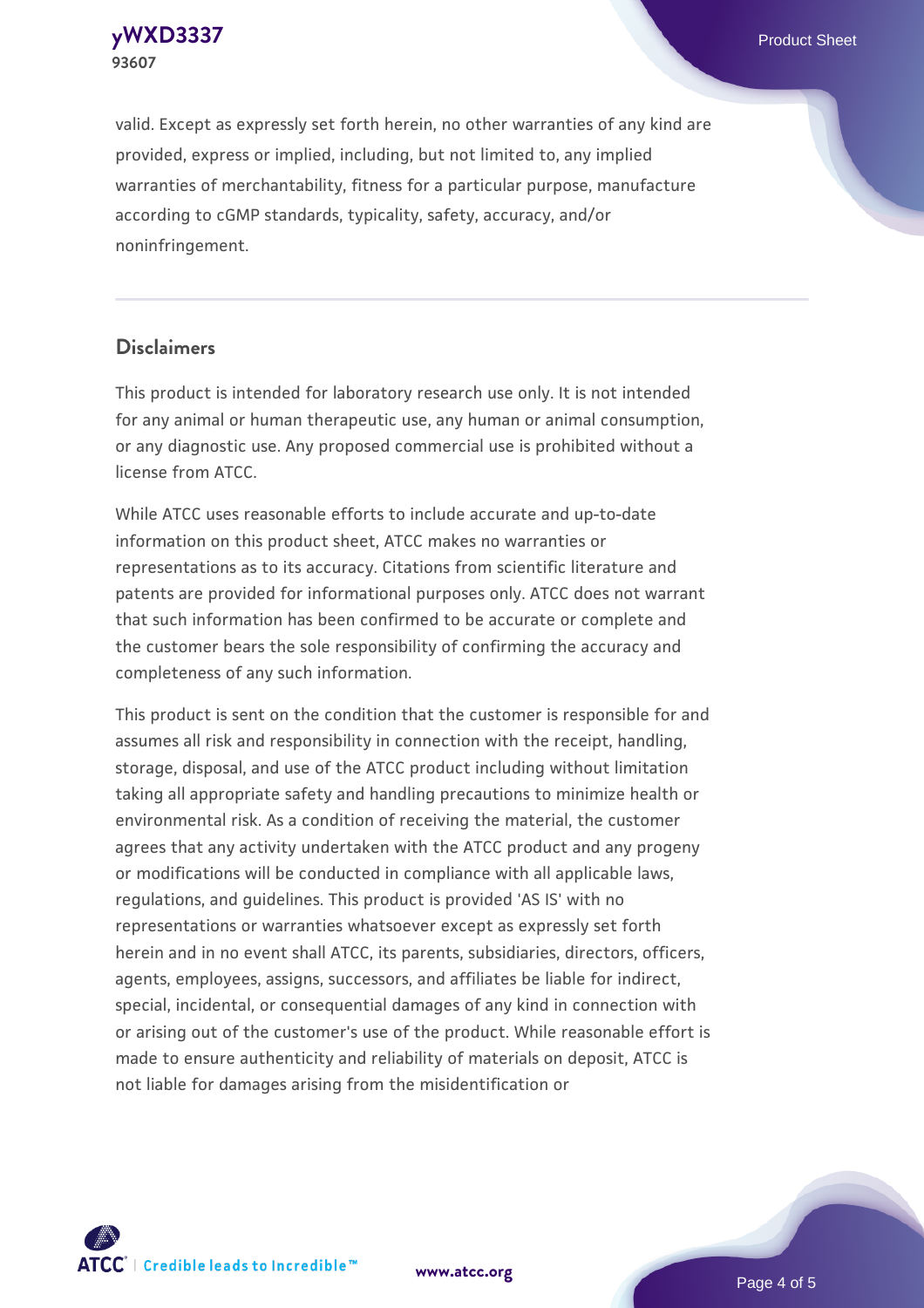valid. Except as expressly set forth herein, no other warranties of any kind are provided, express or implied, including, but not limited to, any implied warranties of merchantability, fitness for a particular purpose, manufacture according to cGMP standards, typicality, safety, accuracy, and/or noninfringement.

## Disclaimers

This product is intended for laboratory research use only. It is not intended for any animal or human therapeutic use, any human or animal consumption, or any diagnostic use. Any proposed commercial use is prohibited without a license from ATCC.

While ATCC uses reasonable efforts to include accurate and up-to-date information on this product sheet, ATCC makes no warranties or representations as to its accuracy. Citations from scientific literature and patents are provided for informational purposes only. ATCC does not warrant that such information has been confirmed to be accurate or complete and the customer bears the sole responsibility of confirming the accuracy and completeness of any such information.

This product is sent on the condition that the customer is responsible for and assumes all risk and responsibility in connection with the receipt, handling, storage, disposal, and use of the ATCC product including without limitation taking all appropriate safety and handling precautions to minimize health or environmental risk. As a condition of receiving the material, the customer agrees that any activity undertaken with the ATCC product and any progeny or modifications will be conducted in compliance with all applicable laws, regulations, and guidelines. This product is provided 'AS IS' with no representations or warranties whatsoever except as expressly set forth herein and in no event shall ATCC, its parents, subsidiaries, directors, officers, agents, employees, assigns, successors, and affiliates be liable for indirect, special, incidental, or consequential damages of any kind in connection with or arising out of the customer's use of the product. While reasonable effort is made to ensure authenticity and reliability of materials on deposit, ATCC is not liable for damages arising from the misidentification or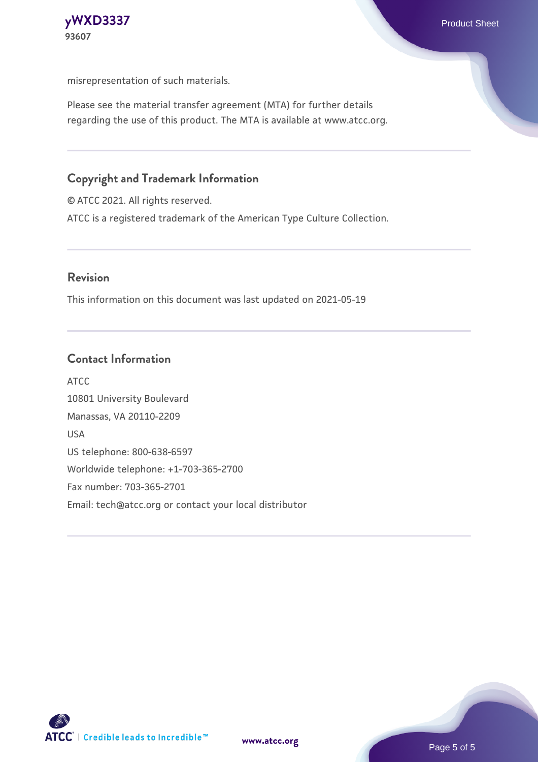misrepresentation of such materials.

Please see the material transfer agreement (MTA) for further details regarding the use of this product. The MTA is available at www.atcc.org.

## Copyright and Trademark Information

© ATCC 2021. All rights reserved.

ATCC is a registered trademark of the American Type Culture Collection.

## Revision

This information on this document was last updated on 2021-05-19

## Contact Information

ATCC
10801 University Boulevard
Manassas, VA 20110-2209
USA
US telephone: 800-638-6597
Worldwide telephone: +1-703-365-2700
Fax number: 703-365-2701
Email: tech@atcc.org or contact your local distributor